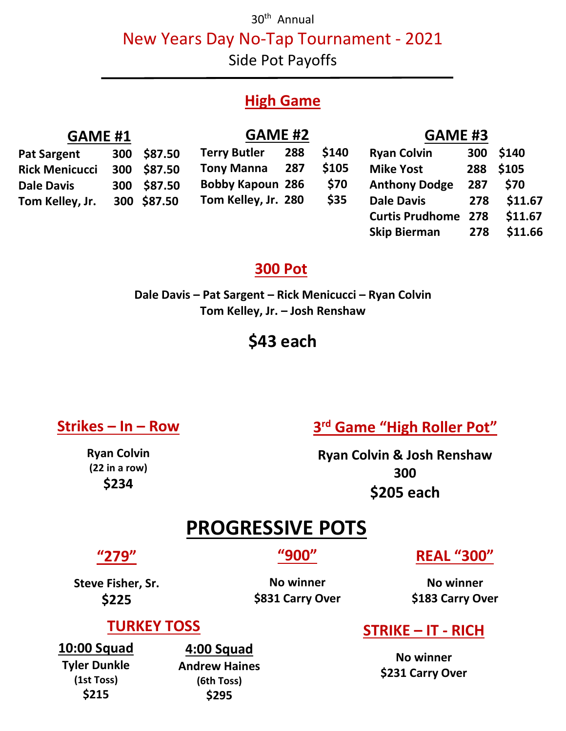30th Annual

# New Years Day No-Tap Tournament - 2021

Side Pot Payoffs

## High Game

### GAME #1

| Name | Score | Payout |
|---|---|---|
| Pat Sargent | 300 | $87.50 |
| Rick Menicucci | 300 | $87.50 |
| Dale Davis | 300 | $87.50 |
| Tom Kelley, Jr. | 300 | $87.50 |

### GAME #2

| Name | Score | Payout |
|---|---|---|
| Terry Butler | 288 | $140 |
| Tony Manna | 287 | $105 |
| Bobby Kapoun | 286 | $70 |
| Tom Kelley, Jr. | 280 | $35 |

### GAME #3

| Name | Score | Payout |
|---|---|---|
| Ryan Colvin | 300 | $140 |
| Mike Yost | 288 | $105 |
| Anthony Dodge | 287 | $70 |
| Dale Davis | 278 | $11.67 |
| Curtis Prudhome | 278 | $11.67 |
| Skip Bierman | 278 | $11.66 |

## 300 Pot

**Dale Davis – Pat Sargent – Rick Menicucci – Ryan Colvin**
**Tom Kelley, Jr. – Josh Renshaw**

**$43 each**

## Strikes – In – Row

**Ryan Colvin**
**(22 in a row)**
**$234**

## 3rd Game "High Roller Pot"

**Ryan Colvin & Josh Renshaw**
**300**
**$205 each**

# PROGRESSIVE POTS

## "279"

**Steve Fisher, Sr.**
**$225**

## "900"

**No winner**
**$831 Carry Over**

## REAL "300"

**No winner**
**$183 Carry Over**

## TURKEY TOSS

### 10:00 Squad

**Tyler Dunkle**
**(1st Toss)**
**$215**

### 4:00 Squad

**Andrew Haines**
**(6th Toss)**
**$295**

## STRIKE – IT - RICH

**No winner**
**$231 Carry Over**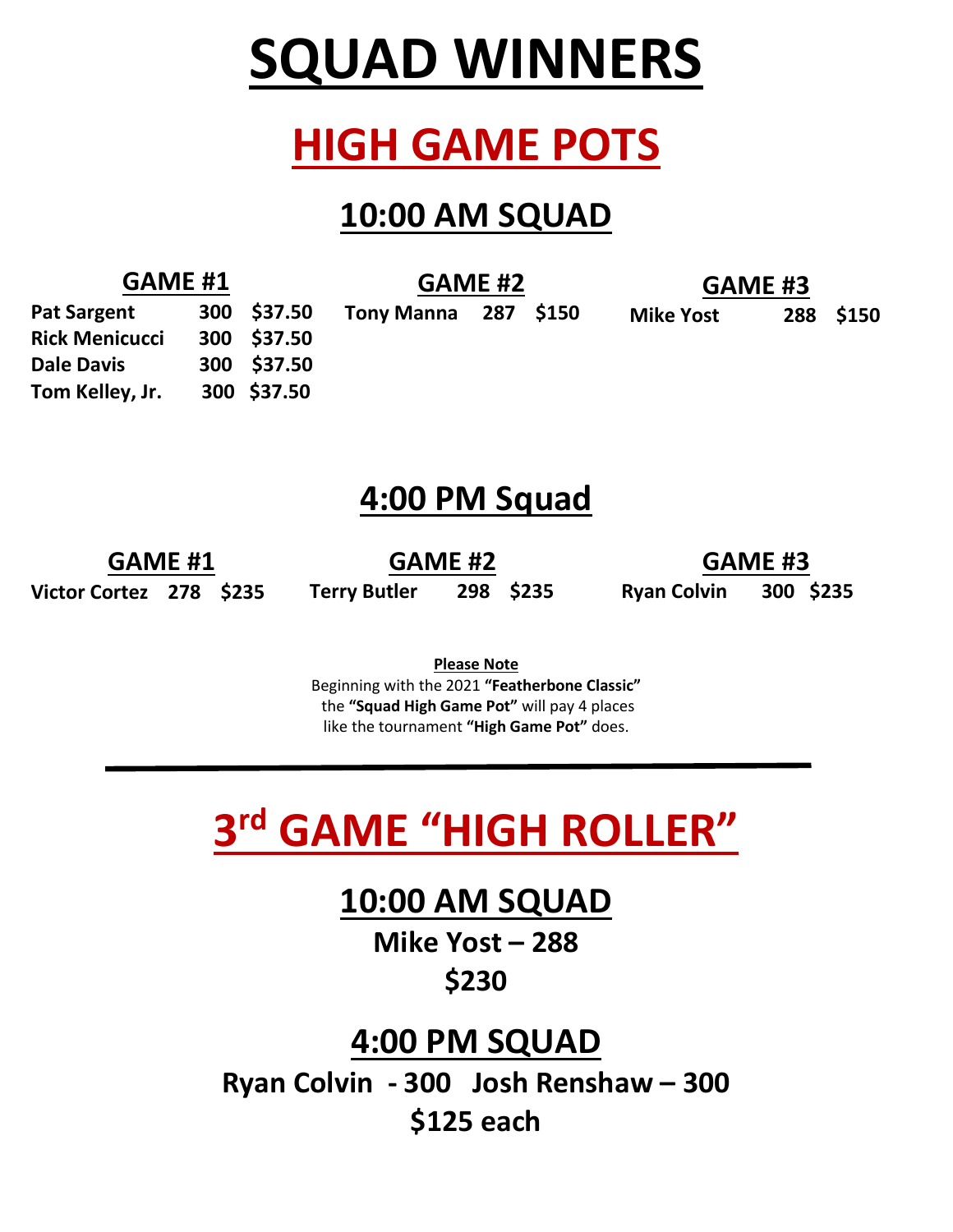# SQUAD WINNERS

## HIGH GAME POTS

### 10:00 AM SQUAD

**GAME #1**

| | | |
|---|---|---|
| **Pat Sargent** | **300** | **$37.50** |
| **Rick Menicucci** | **300** | **$37.50** |
| **Dale Davis** | **300** | **$37.50** |
| **Tom Kelley, Jr.** | **300** | **$37.50** |

**GAME #2**

| | | |
|---|---|---|
| **Tony Manna** | **287** | **$150** |

**GAME #3**

| | | |
|---|---|---|
| **Mike Yost** | **288** | **$150** |

### 4:00 PM Squad

**GAME #1**

| | | |
|---|---|---|
| **Victor Cortez** | **278** | **$235** |

**GAME #2**

| | | |
|---|---|---|
| **Terry Butler** | **298** | **$235** |

**GAME #3**

| | | |
|---|---|---|
| **Ryan Colvin** | **300** | **$235** |

**Please Note**

Beginning with the 2021 **"Featherbone Classic"** the **"Squad High Game Pot"** will pay 4 places like the tournament **"High Game Pot"** does.

---

## 3rd GAME "HIGH ROLLER"

### 10:00 AM SQUAD

**Mike Yost – 288**

**$230**

### 4:00 PM SQUAD

**Ryan Colvin - 300 Josh Renshaw – 300**

**$125 each**